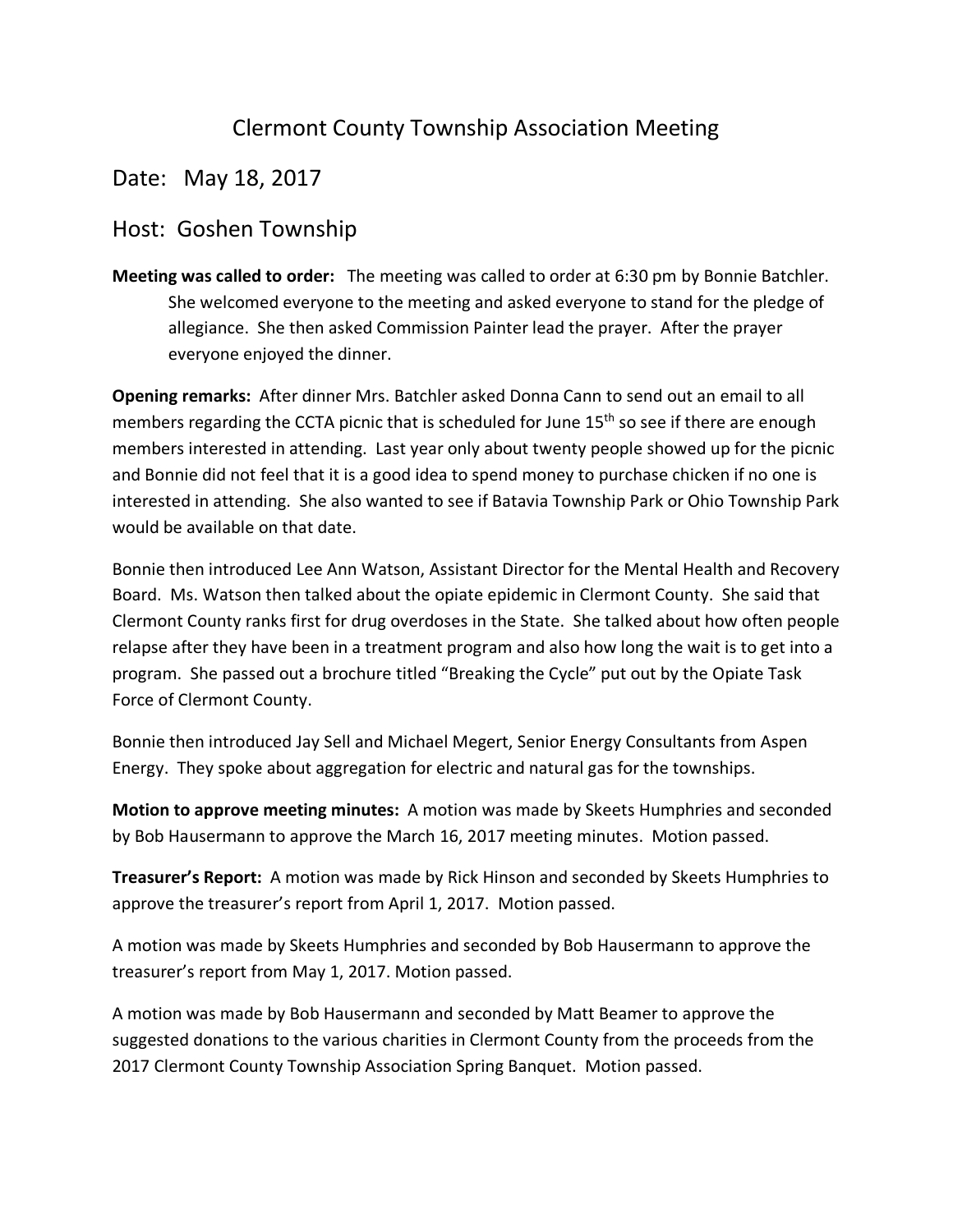# Clermont County Township Association Meeting

## Date: May 18, 2017

## Host: Goshen Township

**Meeting was called to order:** The meeting was called to order at 6:30 pm by Bonnie Batchler. She welcomed everyone to the meeting and asked everyone to stand for the pledge of allegiance. She then asked Commission Painter lead the prayer. After the prayer everyone enjoyed the dinner.

**Opening remarks:** After dinner Mrs. Batchler asked Donna Cann to send out an email to all members regarding the CCTA picnic that is scheduled for June 15th so see if there are enough members interested in attending. Last year only about twenty people showed up for the picnic and Bonnie did not feel that it is a good idea to spend money to purchase chicken if no one is interested in attending. She also wanted to see if Batavia Township Park or Ohio Township Park would be available on that date.

Bonnie then introduced Lee Ann Watson, Assistant Director for the Mental Health and Recovery Board. Ms. Watson then talked about the opiate epidemic in Clermont County. She said that Clermont County ranks first for drug overdoses in the State. She talked about how often people relapse after they have been in a treatment program and also how long the wait is to get into a program. She passed out a brochure titled "Breaking the Cycle" put out by the Opiate Task Force of Clermont County.

Bonnie then introduced Jay Sell and Michael Megert, Senior Energy Consultants from Aspen Energy. They spoke about aggregation for electric and natural gas for the townships.

**Motion to approve meeting minutes:** A motion was made by Skeets Humphries and seconded by Bob Hausermann to approve the March 16, 2017 meeting minutes. Motion passed.

**Treasurer's Report:** A motion was made by Rick Hinson and seconded by Skeets Humphries to approve the treasurer's report from April 1, 2017. Motion passed.

A motion was made by Skeets Humphries and seconded by Bob Hausermann to approve the treasurer's report from May 1, 2017. Motion passed.

A motion was made by Bob Hausermann and seconded by Matt Beamer to approve the suggested donations to the various charities in Clermont County from the proceeds from the 2017 Clermont County Township Association Spring Banquet. Motion passed.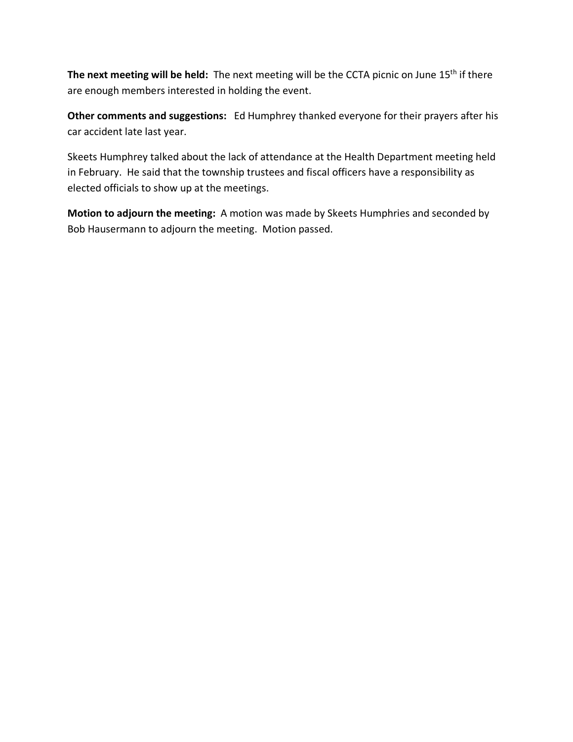**The next meeting will be held:** The next meeting will be the CCTA picnic on June 15th if there are enough members interested in holding the event.

**Other comments and suggestions:** Ed Humphrey thanked everyone for their prayers after his car accident late last year.

Skeets Humphrey talked about the lack of attendance at the Health Department meeting held in February. He said that the township trustees and fiscal officers have a responsibility as elected officials to show up at the meetings.

**Motion to adjourn the meeting:** A motion was made by Skeets Humphries and seconded by Bob Hausermann to adjourn the meeting. Motion passed.